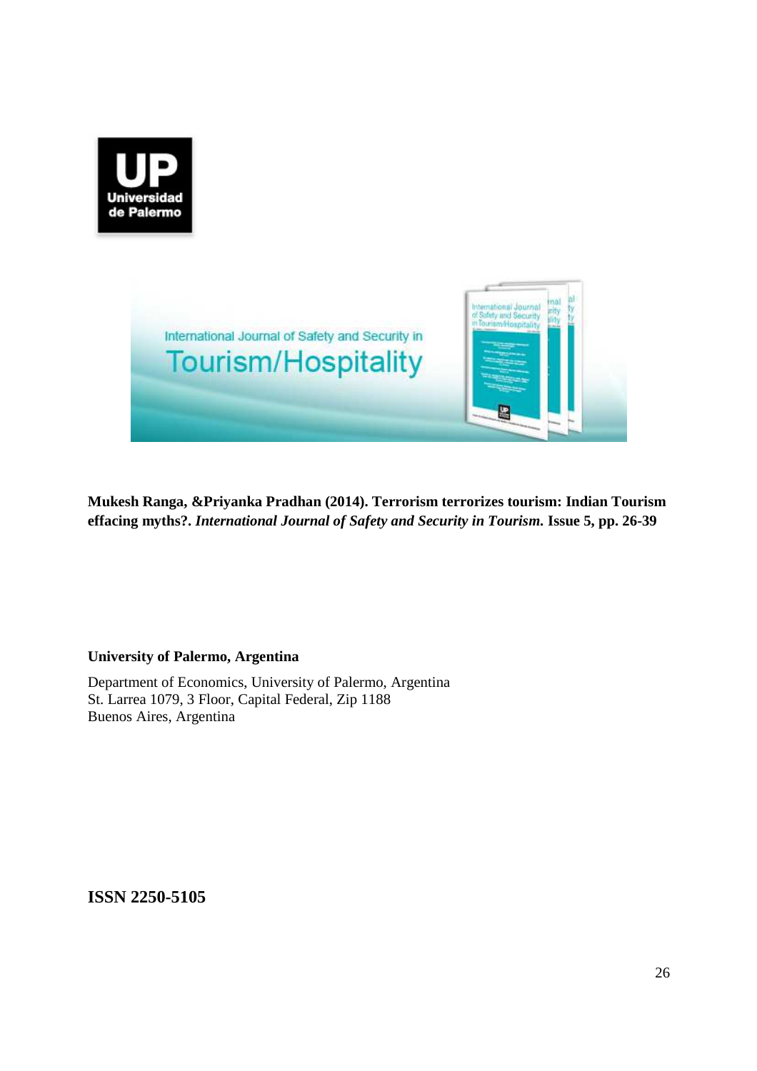**Mukesh Ranga, &Priyanka Pradhan (2014). Terrorism terrorizes tourism: Indian Tourism effacing myths?. *International Journal of Safety and Security in Tourism.* Issue 5, pp. 26-39**

**University of Palermo, Argentina**

Department of Economics, University of Palermo, Argentina
St. Larrea 1079, 3 Floor, Capital Federal, Zip 1188
Buenos Aires, Argentina

**ISSN 2250-5105**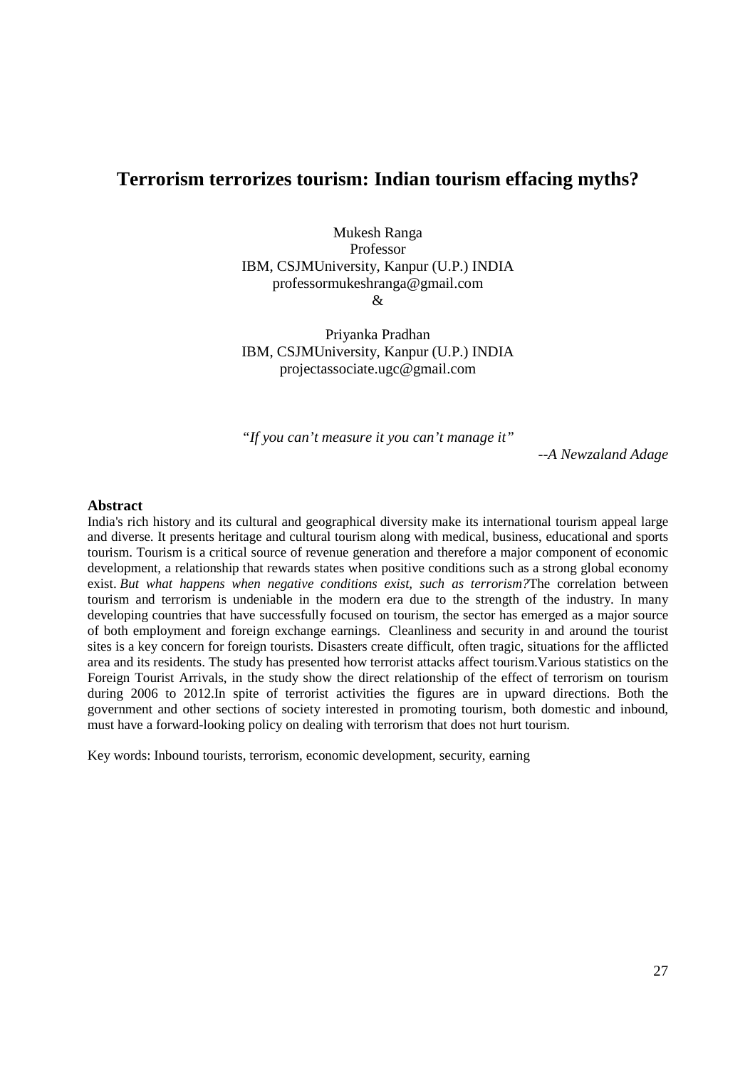# Terrorism terrorizes tourism: Indian tourism effacing myths?

Mukesh Ranga
Professor
IBM, CSJMUniversity, Kanpur (U.P.) INDIA
professormukeshranga@gmail.com
&

Priyanka Pradhan
IBM, CSJMUniversity, Kanpur (U.P.) INDIA
projectassociate.ugc@gmail.com

*"If you can't measure it you can't manage it"*

*--A Newzaland Adage*

## Abstract

India's rich history and its cultural and geographical diversity make its international tourism appeal large and diverse. It presents heritage and cultural tourism along with medical, business, educational and sports tourism. Tourism is a critical source of revenue generation and therefore a major component of economic development, a relationship that rewards states when positive conditions such as a strong global economy exist. *But what happens when negative conditions exist, such as terrorism?*The correlation between tourism and terrorism is undeniable in the modern era due to the strength of the industry. In many developing countries that have successfully focused on tourism, the sector has emerged as a major source of both employment and foreign exchange earnings. Cleanliness and security in and around the tourist sites is a key concern for foreign tourists. Disasters create difficult, often tragic, situations for the afflicted area and its residents. The study has presented how terrorist attacks affect tourism.Various statistics on the Foreign Tourist Arrivals, in the study show the direct relationship of the effect of terrorism on tourism during 2006 to 2012.In spite of terrorist activities the figures are in upward directions. Both the government and other sections of society interested in promoting tourism, both domestic and inbound, must have a forward-looking policy on dealing with terrorism that does not hurt tourism.

Key words: Inbound tourists, terrorism, economic development, security, earning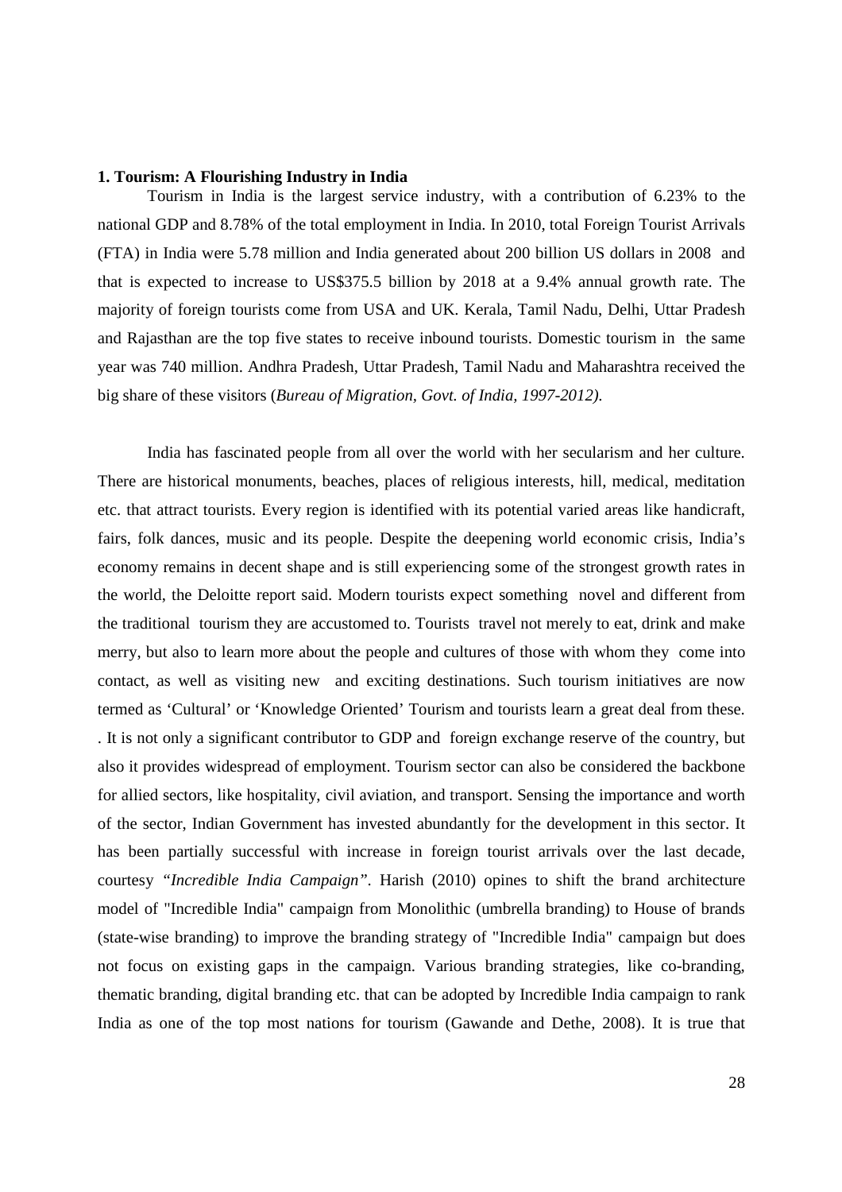**1. Tourism: A Flourishing Industry in India**

Tourism in India is the largest service industry, with a contribution of 6.23% to the national GDP and 8.78% of the total employment in India. In 2010, total Foreign Tourist Arrivals (FTA) in India were 5.78 million and India generated about 200 billion US dollars in 2008 and that is expected to increase to US$375.5 billion by 2018 at a 9.4% annual growth rate. The majority of foreign tourists come from USA and UK. Kerala, Tamil Nadu, Delhi, Uttar Pradesh and Rajasthan are the top five states to receive inbound tourists. Domestic tourism in the same year was 740 million. Andhra Pradesh, Uttar Pradesh, Tamil Nadu and Maharashtra received the big share of these visitors (*Bureau of Migration, Govt. of India, 1997-2012).*

India has fascinated people from all over the world with her secularism and her culture. There are historical monuments, beaches, places of religious interests, hill, medical, meditation etc. that attract tourists. Every region is identified with its potential varied areas like handicraft, fairs, folk dances, music and its people. Despite the deepening world economic crisis, India's economy remains in decent shape and is still experiencing some of the strongest growth rates in the world, the Deloitte report said. Modern tourists expect something novel and different from the traditional tourism they are accustomed to. Tourists travel not merely to eat, drink and make merry, but also to learn more about the people and cultures of those with whom they come into contact, as well as visiting new and exciting destinations. Such tourism initiatives are now termed as 'Cultural' or 'Knowledge Oriented' Tourism and tourists learn a great deal from these. . It is not only a significant contributor to GDP and foreign exchange reserve of the country, but also it provides widespread of employment. Tourism sector can also be considered the backbone for allied sectors, like hospitality, civil aviation, and transport. Sensing the importance and worth of the sector, Indian Government has invested abundantly for the development in this sector. It has been partially successful with increase in foreign tourist arrivals over the last decade, courtesy *"Incredible India Campaign"*. Harish (2010) opines to shift the brand architecture model of "Incredible India" campaign from Monolithic (umbrella branding) to House of brands (state-wise branding) to improve the branding strategy of "Incredible India" campaign but does not focus on existing gaps in the campaign. Various branding strategies, like co-branding, thematic branding, digital branding etc. that can be adopted by Incredible India campaign to rank India as one of the top most nations for tourism (Gawande and Dethe, 2008). It is true that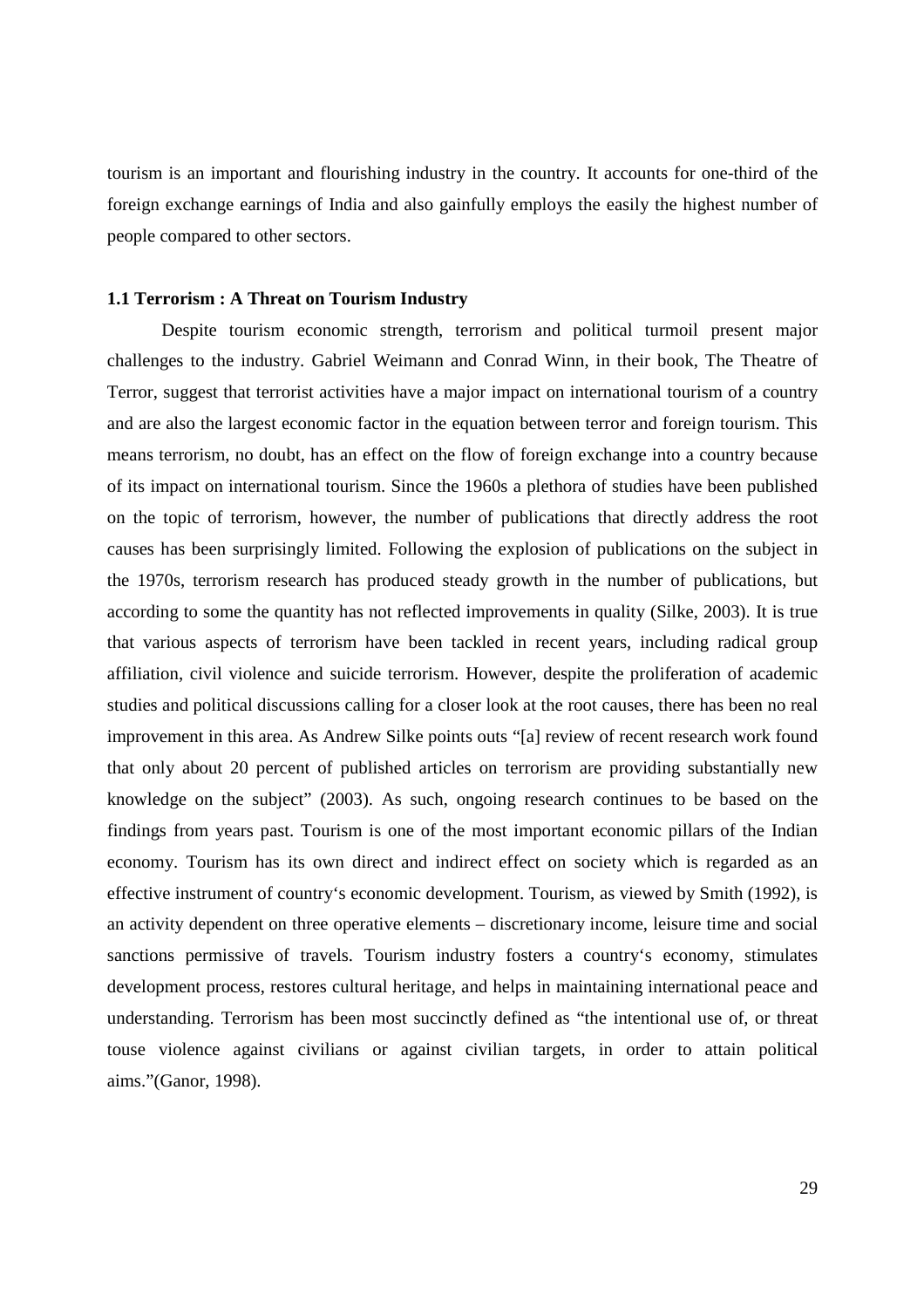tourism is an important and flourishing industry in the country. It accounts for one-third of the foreign exchange earnings of India and also gainfully employs the easily the highest number of people compared to other sectors.

### 1.1 Terrorism : A Threat on Tourism Industry

Despite tourism economic strength, terrorism and political turmoil present major challenges to the industry. Gabriel Weimann and Conrad Winn, in their book, The Theatre of Terror, suggest that terrorist activities have a major impact on international tourism of a country and are also the largest economic factor in the equation between terror and foreign tourism. This means terrorism, no doubt, has an effect on the flow of foreign exchange into a country because of its impact on international tourism. Since the 1960s a plethora of studies have been published on the topic of terrorism, however, the number of publications that directly address the root causes has been surprisingly limited. Following the explosion of publications on the subject in the 1970s, terrorism research has produced steady growth in the number of publications, but according to some the quantity has not reflected improvements in quality (Silke, 2003). It is true that various aspects of terrorism have been tackled in recent years, including radical group affiliation, civil violence and suicide terrorism. However, despite the proliferation of academic studies and political discussions calling for a closer look at the root causes, there has been no real improvement in this area. As Andrew Silke points outs "[a] review of recent research work found that only about 20 percent of published articles on terrorism are providing substantially new knowledge on the subject" (2003). As such, ongoing research continues to be based on the findings from years past. Tourism is one of the most important economic pillars of the Indian economy. Tourism has its own direct and indirect effect on society which is regarded as an effective instrument of country‘s economic development. Tourism, as viewed by Smith (1992), is an activity dependent on three operative elements – discretionary income, leisure time and social sanctions permissive of travels. Tourism industry fosters a country‘s economy, stimulates development process, restores cultural heritage, and helps in maintaining international peace and understanding. Terrorism has been most succinctly defined as "the intentional use of, or threat touse violence against civilians or against civilian targets, in order to attain political aims."(Ganor, 1998).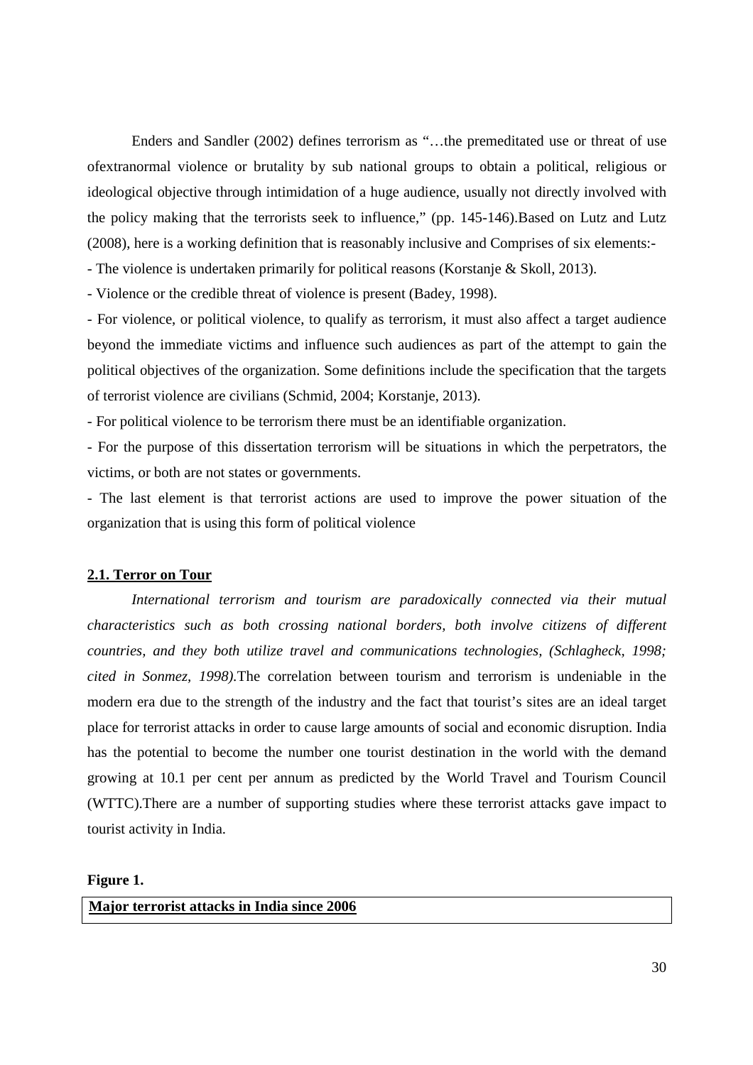Enders and Sandler (2002) defines terrorism as "…the premeditated use or threat of use ofextranormal violence or brutality by sub national groups to obtain a political, religious or ideological objective through intimidation of a huge audience, usually not directly involved with the policy making that the terrorists seek to influence," (pp. 145-146).Based on Lutz and Lutz (2008), here is a working definition that is reasonably inclusive and Comprises of six elements:-

- The violence is undertaken primarily for political reasons (Korstanje & Skoll, 2013).
- Violence or the credible threat of violence is present (Badey, 1998).
- For violence, or political violence, to qualify as terrorism, it must also affect a target audience beyond the immediate victims and influence such audiences as part of the attempt to gain the political objectives of the organization. Some definitions include the specification that the targets of terrorist violence are civilians (Schmid, 2004; Korstanje, 2013).
- For political violence to be terrorism there must be an identifiable organization.
- For the purpose of this dissertation terrorism will be situations in which the perpetrators, the victims, or both are not states or governments.
- The last element is that terrorist actions are used to improve the power situation of the organization that is using this form of political violence

## 2.1. Terror on Tour

*International terrorism and tourism are paradoxically connected via their mutual characteristics such as both crossing national borders, both involve citizens of different countries, and they both utilize travel and communications technologies, (Schlagheck, 1998; cited in Sonmez, 1998).*The correlation between tourism and terrorism is undeniable in the modern era due to the strength of the industry and the fact that tourist's sites are an ideal target place for terrorist attacks in order to cause large amounts of social and economic disruption. India has the potential to become the number one tourist destination in the world with the demand growing at 10.1 per cent per annum as predicted by the World Travel and Tourism Council (WTTC).There are a number of supporting studies where these terrorist attacks gave impact to tourist activity in India.

**Figure 1.**

| **Major terrorist attacks in India since 2006** |
| --- |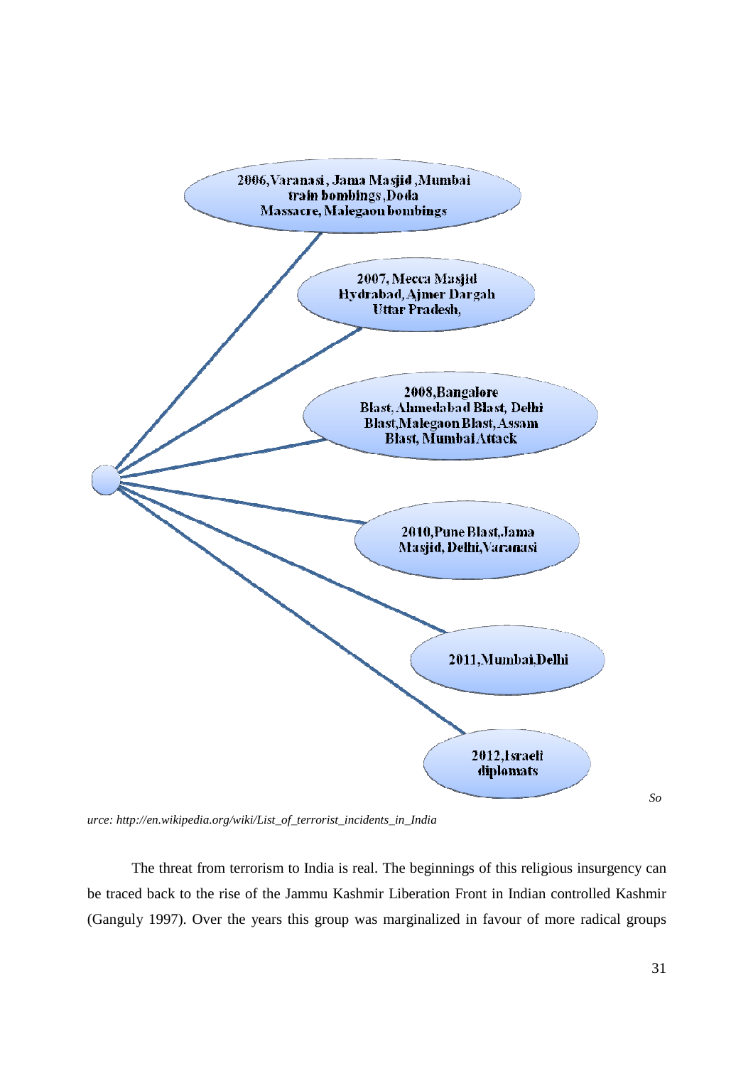2006, Varanasi, Jama Masjid, Mumbai train bombings, Doda Massacre, Malegaon bombings

2007, Mecca Masjid Hydrabad, Ajmer Dargah Uttar Pradesh,

2008, Bangalore Blast, Ahmedabad Blast, Delhi Blast, Malegaon Blast, Assam Blast, Mumbai Attack

2010, Pune Blast, Jama Masjid, Delhi, Varanasi

2011, Mumbai, Delhi

2012, Israeli diplomats

*Source: http://en.wikipedia.org/wiki/List_of_terrorist_incidents_in_India*

The threat from terrorism to India is real. The beginnings of this religious insurgency can be traced back to the rise of the Jammu Kashmir Liberation Front in Indian controlled Kashmir (Ganguly 1997). Over the years this group was marginalized in favour of more radical groups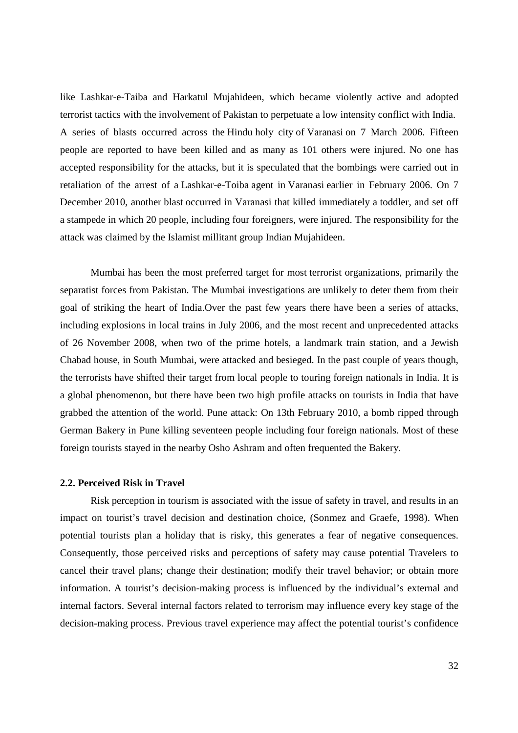like Lashkar-e-Taiba and Harkatul Mujahideen, which became violently active and adopted terrorist tactics with the involvement of Pakistan to perpetuate a low intensity conflict with India. A series of blasts occurred across the Hindu holy city of Varanasi on 7 March 2006. Fifteen people are reported to have been killed and as many as 101 others were injured. No one has accepted responsibility for the attacks, but it is speculated that the bombings were carried out in retaliation of the arrest of a Lashkar-e-Toiba agent in Varanasi earlier in February 2006. On 7 December 2010, another blast occurred in Varanasi that killed immediately a toddler, and set off a stampede in which 20 people, including four foreigners, were injured. The responsibility for the attack was claimed by the Islamist millitant group Indian Mujahideen.

Mumbai has been the most preferred target for most terrorist organizations, primarily the separatist forces from Pakistan. The Mumbai investigations are unlikely to deter them from their goal of striking the heart of India.Over the past few years there have been a series of attacks, including explosions in local trains in July 2006, and the most recent and unprecedented attacks of 26 November 2008, when two of the prime hotels, a landmark train station, and a Jewish Chabad house, in South Mumbai, were attacked and besieged. In the past couple of years though, the terrorists have shifted their target from local people to touring foreign nationals in India. It is a global phenomenon, but there have been two high profile attacks on tourists in India that have grabbed the attention of the world. Pune attack: On 13th February 2010, a bomb ripped through German Bakery in Pune killing seventeen people including four foreign nationals. Most of these foreign tourists stayed in the nearby Osho Ashram and often frequented the Bakery.

### 2.2. Perceived Risk in Travel

Risk perception in tourism is associated with the issue of safety in travel, and results in an impact on tourist's travel decision and destination choice, (Sonmez and Graefe, 1998). When potential tourists plan a holiday that is risky, this generates a fear of negative consequences. Consequently, those perceived risks and perceptions of safety may cause potential Travelers to cancel their travel plans; change their destination; modify their travel behavior; or obtain more information. A tourist's decision-making process is influenced by the individual's external and internal factors. Several internal factors related to terrorism may influence every key stage of the decision-making process. Previous travel experience may affect the potential tourist's confidence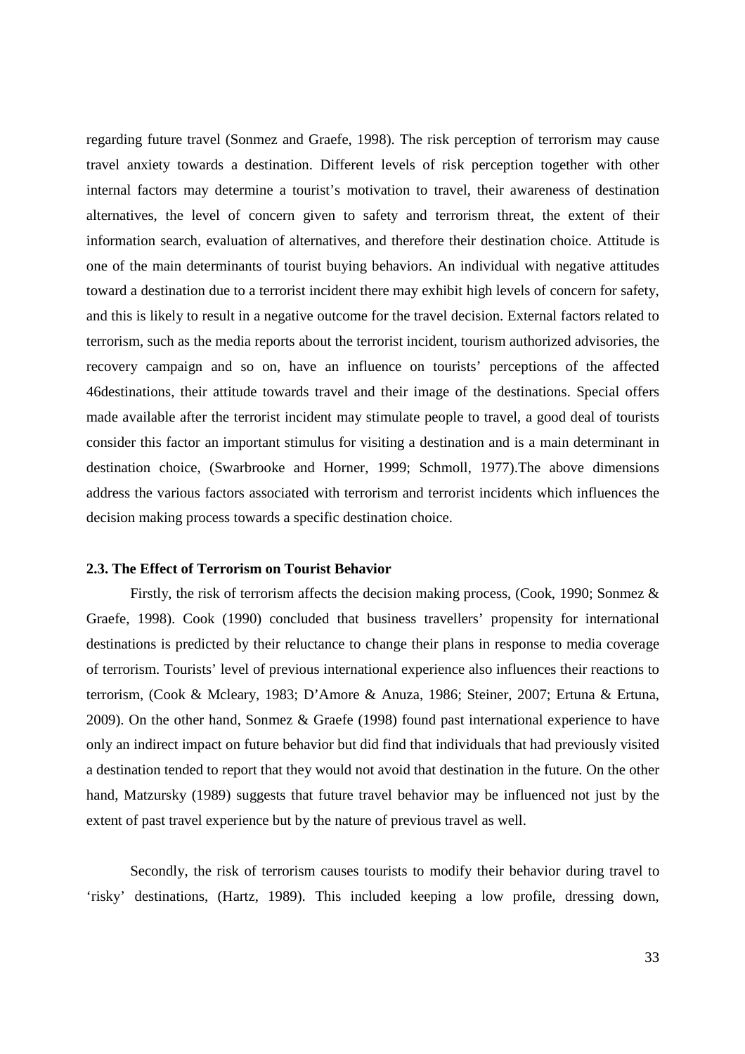regarding future travel (Sonmez and Graefe, 1998). The risk perception of terrorism may cause travel anxiety towards a destination. Different levels of risk perception together with other internal factors may determine a tourist's motivation to travel, their awareness of destination alternatives, the level of concern given to safety and terrorism threat, the extent of their information search, evaluation of alternatives, and therefore their destination choice. Attitude is one of the main determinants of tourist buying behaviors. An individual with negative attitudes toward a destination due to a terrorist incident there may exhibit high levels of concern for safety, and this is likely to result in a negative outcome for the travel decision. External factors related to terrorism, such as the media reports about the terrorist incident, tourism authorized advisories, the recovery campaign and so on, have an influence on tourists' perceptions of the affected 46destinations, their attitude towards travel and their image of the destinations. Special offers made available after the terrorist incident may stimulate people to travel, a good deal of tourists consider this factor an important stimulus for visiting a destination and is a main determinant in destination choice, (Swarbrooke and Horner, 1999; Schmoll, 1977).The above dimensions address the various factors associated with terrorism and terrorist incidents which influences the decision making process towards a specific destination choice.

### 2.3. The Effect of Terrorism on Tourist Behavior

Firstly, the risk of terrorism affects the decision making process, (Cook, 1990; Sonmez & Graefe, 1998). Cook (1990) concluded that business travellers' propensity for international destinations is predicted by their reluctance to change their plans in response to media coverage of terrorism. Tourists' level of previous international experience also influences their reactions to terrorism, (Cook & Mcleary, 1983; D'Amore & Anuza, 1986; Steiner, 2007; Ertuna & Ertuna, 2009). On the other hand, Sonmez & Graefe (1998) found past international experience to have only an indirect impact on future behavior but did find that individuals that had previously visited a destination tended to report that they would not avoid that destination in the future. On the other hand, Matzursky (1989) suggests that future travel behavior may be influenced not just by the extent of past travel experience but by the nature of previous travel as well.

Secondly, the risk of terrorism causes tourists to modify their behavior during travel to 'risky' destinations, (Hartz, 1989). This included keeping a low profile, dressing down,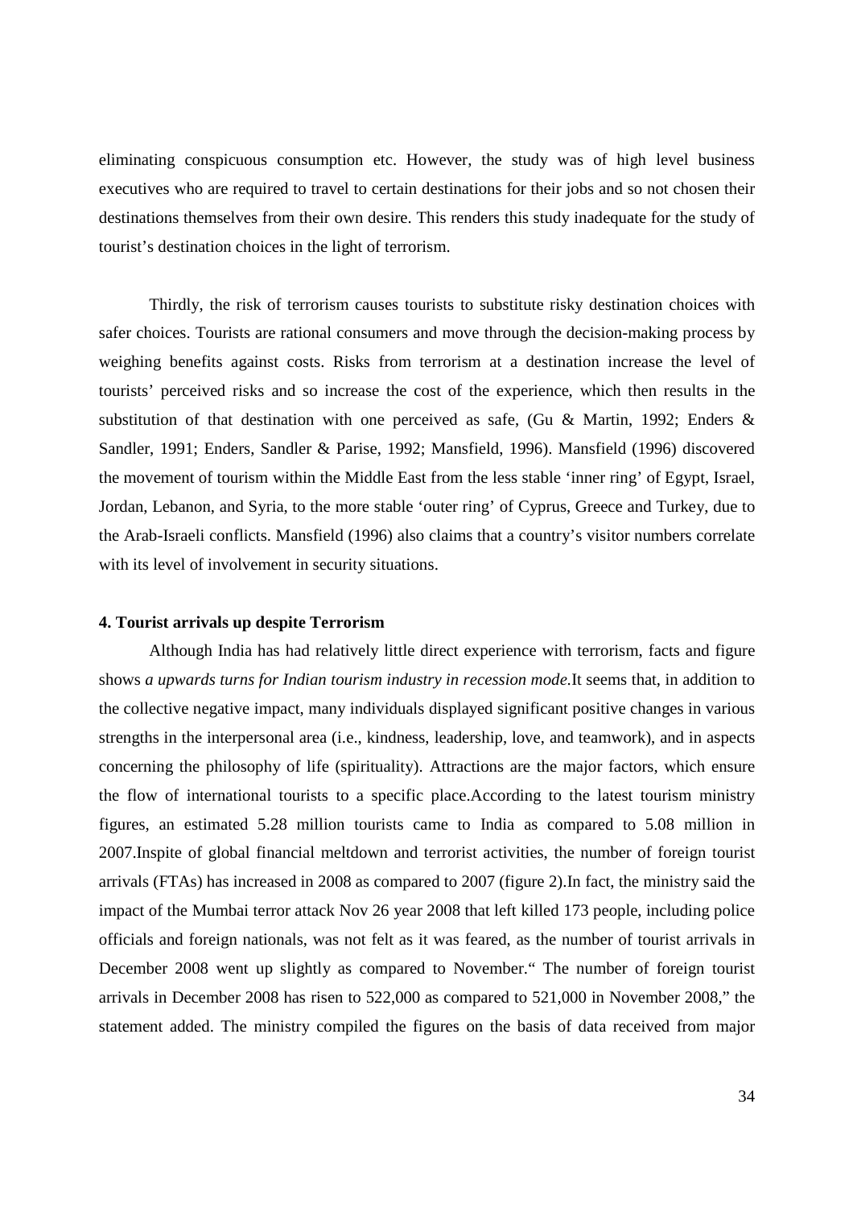eliminating conspicuous consumption etc. However, the study was of high level business executives who are required to travel to certain destinations for their jobs and so not chosen their destinations themselves from their own desire. This renders this study inadequate for the study of tourist's destination choices in the light of terrorism.

Thirdly, the risk of terrorism causes tourists to substitute risky destination choices with safer choices. Tourists are rational consumers and move through the decision-making process by weighing benefits against costs. Risks from terrorism at a destination increase the level of tourists' perceived risks and so increase the cost of the experience, which then results in the substitution of that destination with one perceived as safe, (Gu & Martin, 1992; Enders & Sandler, 1991; Enders, Sandler & Parise, 1992; Mansfield, 1996). Mansfield (1996) discovered the movement of tourism within the Middle East from the less stable 'inner ring' of Egypt, Israel, Jordan, Lebanon, and Syria, to the more stable 'outer ring' of Cyprus, Greece and Turkey, due to the Arab-Israeli conflicts. Mansfield (1996) also claims that a country's visitor numbers correlate with its level of involvement in security situations.

**4. Tourist arrivals up despite Terrorism**

Although India has had relatively little direct experience with terrorism, facts and figure shows *a upwards turns for Indian tourism industry in recession mode.*It seems that, in addition to the collective negative impact, many individuals displayed significant positive changes in various strengths in the interpersonal area (i.e., kindness, leadership, love, and teamwork), and in aspects concerning the philosophy of life (spirituality). Attractions are the major factors, which ensure the flow of international tourists to a specific place.According to the latest tourism ministry figures, an estimated 5.28 million tourists came to India as compared to 5.08 million in 2007.Inspite of global financial meltdown and terrorist activities, the number of foreign tourist arrivals (FTAs) has increased in 2008 as compared to 2007 (figure 2).In fact, the ministry said the impact of the Mumbai terror attack Nov 26 year 2008 that left killed 173 people, including police officials and foreign nationals, was not felt as it was feared, as the number of tourist arrivals in December 2008 went up slightly as compared to November." The number of foreign tourist arrivals in December 2008 has risen to 522,000 as compared to 521,000 in November 2008," the statement added. The ministry compiled the figures on the basis of data received from major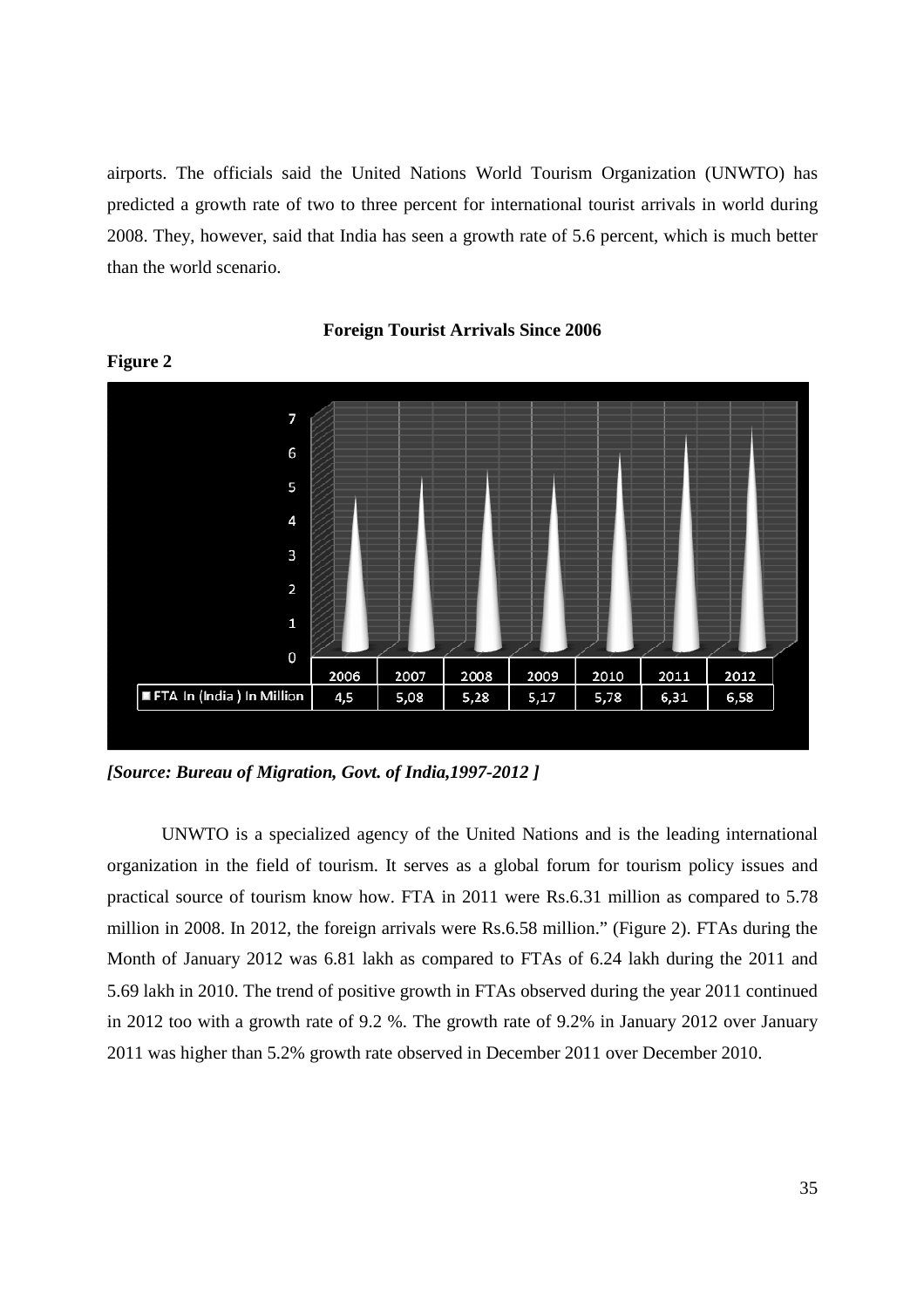airports. The officials said the United Nations World Tourism Organization (UNWTO) has predicted a growth rate of two to three percent for international tourist arrivals in world during 2008. They, however, said that India has seen a growth rate of 5.6 percent, which is much better than the world scenario.

**Foreign Tourist Arrivals Since 2006**

**Figure 2**

| | 2006 | 2007 | 2008 | 2009 | 2010 | 2011 | 2012 |
|---|---|---|---|---|---|---|---|
| FTA In (India ) In Million | 4,5 | 5,08 | 5,28 | 5,17 | 5,78 | 6,31 | 6,58 |

***[Source: Bureau of Migration, Govt. of India,1997-2012 ]***

UNWTO is a specialized agency of the United Nations and is the leading international organization in the field of tourism. It serves as a global forum for tourism policy issues and practical source of tourism know how. FTA in 2011 were Rs.6.31 million as compared to 5.78 million in 2008. In 2012, the foreign arrivals were Rs.6.58 million." (Figure 2). FTAs during the Month of January 2012 was 6.81 lakh as compared to FTAs of 6.24 lakh during the 2011 and 5.69 lakh in 2010. The trend of positive growth in FTAs observed during the year 2011 continued in 2012 too with a growth rate of 9.2 %. The growth rate of 9.2% in January 2012 over January 2011 was higher than 5.2% growth rate observed in December 2011 over December 2010.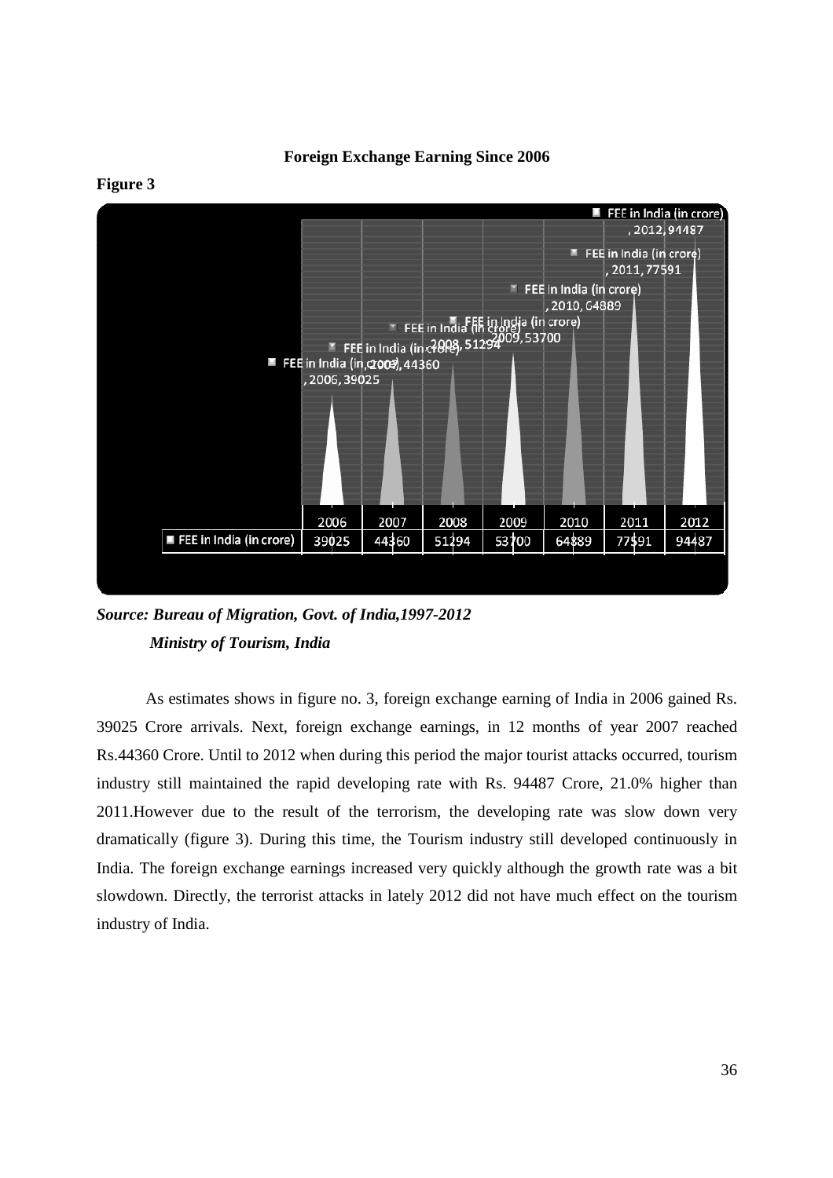**Foreign Exchange Earning Since 2006**

**Figure 3**

| | 2006 | 2007 | 2008 | 2009 | 2010 | 2011 | 2012 |
|---|---|---|---|---|---|---|---|
| FEE in India (in crore) | 39025 | 44360 | 51294 | 53700 | 64889 | 77591 | 94487 |

***Source: Bureau of Migration, Govt. of India,1997-2012***

***Ministry of Tourism, India***

As estimates shows in figure no. 3, foreign exchange earning of India in 2006 gained Rs. 39025 Crore arrivals. Next, foreign exchange earnings, in 12 months of year 2007 reached Rs.44360 Crore. Until to 2012 when during this period the major tourist attacks occurred, tourism industry still maintained the rapid developing rate with Rs. 94487 Crore, 21.0% higher than 2011.However due to the result of the terrorism, the developing rate was slow down very dramatically (figure 3). During this time, the Tourism industry still developed continuously in India. The foreign exchange earnings increased very quickly although the growth rate was a bit slowdown. Directly, the terrorist attacks in lately 2012 did not have much effect on the tourism industry of India.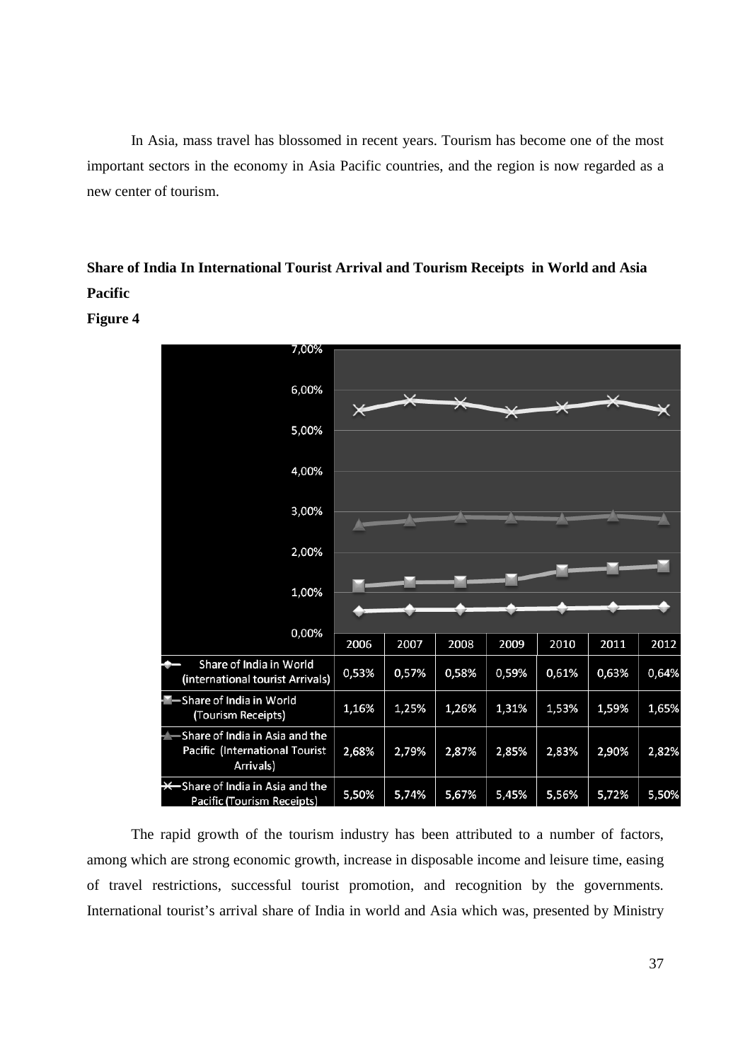In Asia, mass travel has blossomed in recent years. Tourism has become one of the most important sectors in the economy in Asia Pacific countries, and the region is now regarded as a new center of tourism.

**Share of India In International Tourist Arrival and Tourism Receipts in World and Asia Pacific**

**Figure 4**

| | 2006 | 2007 | 2008 | 2009 | 2010 | 2011 | 2012 |
|---|---|---|---|---|---|---|---|
| Share of India in World (international tourist Arrivals) | 0,53% | 0,57% | 0,58% | 0,59% | 0,61% | 0,63% | 0,64% |
| Share of India in World (Tourism Receipts) | 1,16% | 1,25% | 1,26% | 1,31% | 1,53% | 1,59% | 1,65% |
| Share of India in Asia and the Pacific (International Tourist Arrivals) | 2,68% | 2,79% | 2,87% | 2,85% | 2,83% | 2,90% | 2,82% |
| Share of India in Asia and the Pacific (Tourism Receipts) | 5,50% | 5,74% | 5,67% | 5,45% | 5,56% | 5,72% | 5,50% |

The rapid growth of the tourism industry has been attributed to a number of factors, among which are strong economic growth, increase in disposable income and leisure time, easing of travel restrictions, successful tourist promotion, and recognition by the governments. International tourist's arrival share of India in world and Asia which was, presented by Ministry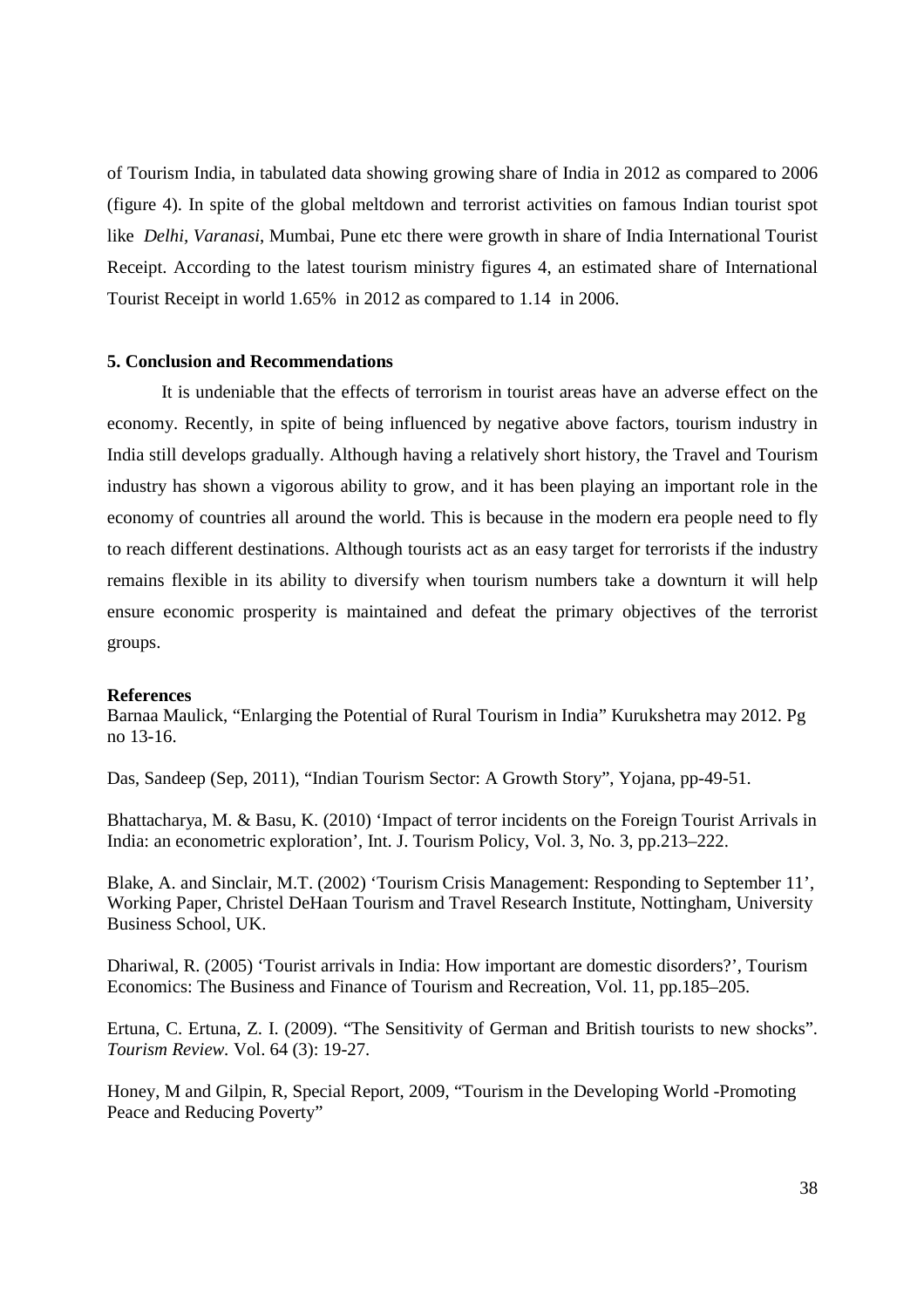of Tourism India, in tabulated data showing growing share of India in 2012 as compared to 2006 (figure 4). In spite of the global meltdown and terrorist activities on famous Indian tourist spot like *Delhi*, *Varanasi*, Mumbai, Pune etc there were growth in share of India International Tourist Receipt. According to the latest tourism ministry figures 4, an estimated share of International Tourist Receipt in world 1.65% in 2012 as compared to 1.14 in 2006.

### 5. Conclusion and Recommendations

It is undeniable that the effects of terrorism in tourist areas have an adverse effect on the economy. Recently, in spite of being influenced by negative above factors, tourism industry in India still develops gradually. Although having a relatively short history, the Travel and Tourism industry has shown a vigorous ability to grow, and it has been playing an important role in the economy of countries all around the world. This is because in the modern era people need to fly to reach different destinations. Although tourists act as an easy target for terrorists if the industry remains flexible in its ability to diversify when tourism numbers take a downturn it will help ensure economic prosperity is maintained and defeat the primary objectives of the terrorist groups.

### References

Barnaa Maulick, "Enlarging the Potential of Rural Tourism in India" Kurukshetra may 2012. Pg no 13-16.

Das, Sandeep (Sep, 2011), "Indian Tourism Sector: A Growth Story", Yojana, pp-49-51.

Bhattacharya, M. & Basu, K. (2010) 'Impact of terror incidents on the Foreign Tourist Arrivals in India: an econometric exploration', Int. J. Tourism Policy, Vol. 3, No. 3, pp.213–222.

Blake, A. and Sinclair, M.T. (2002) 'Tourism Crisis Management: Responding to September 11', Working Paper, Christel DeHaan Tourism and Travel Research Institute, Nottingham, University Business School, UK.

Dhariwal, R. (2005) 'Tourist arrivals in India: How important are domestic disorders?', Tourism Economics: The Business and Finance of Tourism and Recreation, Vol. 11, pp.185–205.

Ertuna, C. Ertuna, Z. I. (2009). "The Sensitivity of German and British tourists to new shocks". *Tourism Review.* Vol. 64 (3): 19-27.

Honey, M and Gilpin, R, Special Report, 2009, "Tourism in the Developing World -Promoting Peace and Reducing Poverty"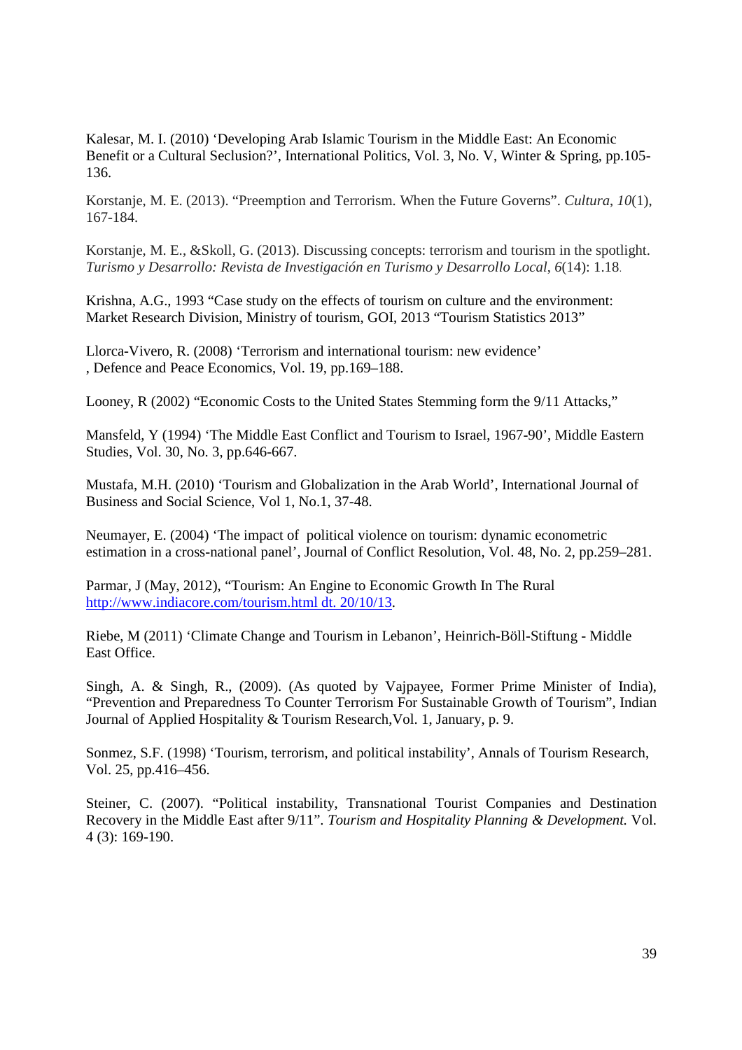Kalesar, M. I. (2010) 'Developing Arab Islamic Tourism in the Middle East: An Economic Benefit or a Cultural Seclusion?', International Politics, Vol. 3, No. V, Winter & Spring, pp.105-136.

Korstanje, M. E. (2013). "Preemption and Terrorism. When the Future Governs". *Cultura*, *10*(1), 167-184.

Korstanje, M. E., &Skoll, G. (2013). Discussing concepts: terrorism and tourism in the spotlight. *Turismo y Desarrollo: Revista de Investigación en Turismo y Desarrollo Local*, *6*(14): 1.18.

Krishna, A.G., 1993 "Case study on the effects of tourism on culture and the environment: Market Research Division, Ministry of tourism, GOI, 2013 "Tourism Statistics 2013"

Llorca-Vivero, R. (2008) 'Terrorism and international tourism: new evidence' , Defence and Peace Economics, Vol. 19, pp.169–188.

Looney, R (2002) "Economic Costs to the United States Stemming form the 9/11 Attacks,"

Mansfeld, Y (1994) 'The Middle East Conflict and Tourism to Israel, 1967-90', Middle Eastern Studies, Vol. 30, No. 3, pp.646-667.

Mustafa, M.H. (2010) 'Tourism and Globalization in the Arab World', International Journal of Business and Social Science, Vol 1, No.1, 37-48.

Neumayer, E. (2004) 'The impact of political violence on tourism: dynamic econometric estimation in a cross-national panel', Journal of Conflict Resolution, Vol. 48, No. 2, pp.259–281.

Parmar, J (May, 2012), "Tourism: An Engine to Economic Growth In The Rural http://www.indiacore.com/tourism.html dt. 20/10/13.

Riebe, M (2011) 'Climate Change and Tourism in Lebanon', Heinrich-Böll-Stiftung - Middle East Office.

Singh, A. & Singh, R., (2009). (As quoted by Vajpayee, Former Prime Minister of India), "Prevention and Preparedness To Counter Terrorism For Sustainable Growth of Tourism", Indian Journal of Applied Hospitality & Tourism Research,Vol. 1, January, p. 9.

Sonmez, S.F. (1998) 'Tourism, terrorism, and political instability', Annals of Tourism Research, Vol. 25, pp.416–456.

Steiner, C. (2007). "Political instability, Transnational Tourist Companies and Destination Recovery in the Middle East after 9/11". *Tourism and Hospitality Planning & Development.* Vol. 4 (3): 169-190.